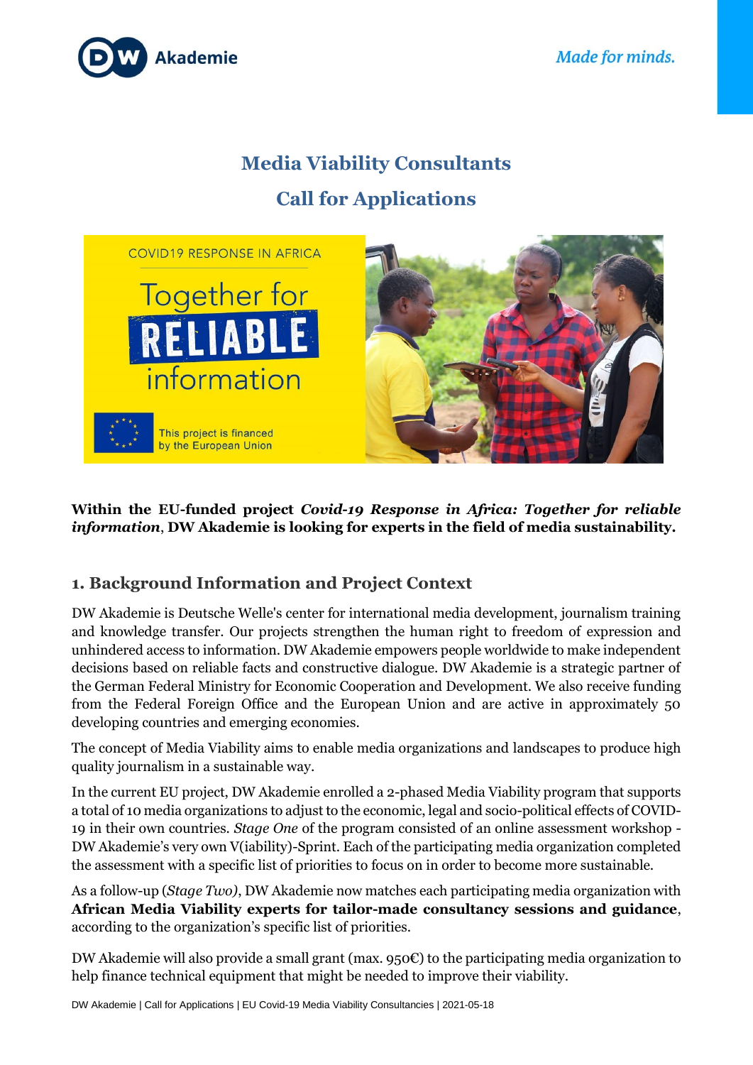# Media Viability Consultants

## Call for Applications

**Within the EU-funded project *Covid-19 Response in Africa: Together for reliable information*, DW Akademie is looking for experts in the field of media sustainability.**

## 1. Background Information and Project Context

DW Akademie is Deutsche Welle's center for international media development, journalism training and knowledge transfer. Our projects strengthen the human right to freedom of expression and unhindered access to information. DW Akademie empowers people worldwide to make independent decisions based on reliable facts and constructive dialogue. DW Akademie is a strategic partner of the German Federal Ministry for Economic Cooperation and Development. We also receive funding from the Federal Foreign Office and the European Union and are active in approximately 50 developing countries and emerging economies.

The concept of Media Viability aims to enable media organizations and landscapes to produce high quality journalism in a sustainable way.

In the current EU project, DW Akademie enrolled a 2-phased Media Viability program that supports a total of 10 media organizations to adjust to the economic, legal and socio-political effects of COVID-19 in their own countries. *Stage One* of the program consisted of an online assessment workshop - DW Akademie's very own V(iability)-Sprint. Each of the participating media organization completed the assessment with a specific list of priorities to focus on in order to become more sustainable.

As a follow-up (*Stage Two*), DW Akademie now matches each participating media organization with **African Media Viability experts for tailor-made consultancy sessions and guidance**, according to the organization's specific list of priorities.

DW Akademie will also provide a small grant (max. 950€) to the participating media organization to help finance technical equipment that might be needed to improve their viability.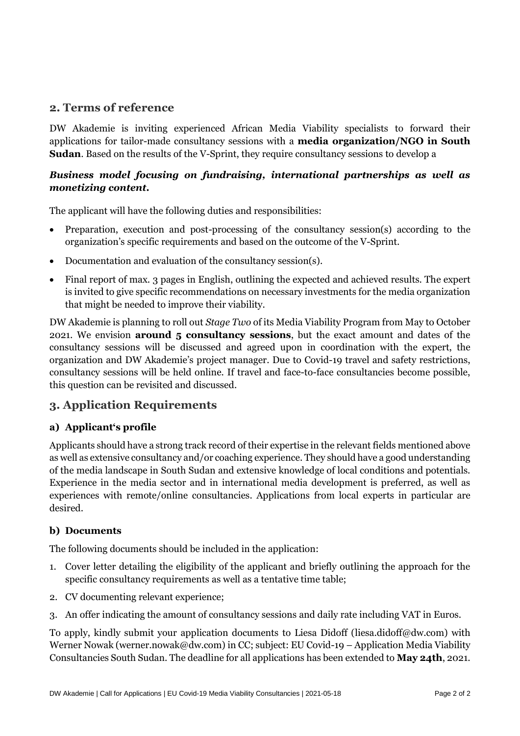## 2. Terms of reference

DW Akademie is inviting experienced African Media Viability specialists to forward their applications for tailor-made consultancy sessions with a **media organization/NGO in South Sudan**. Based on the results of the V-Sprint, they require consultancy sessions to develop a

***Business model focusing on fundraising, international partnerships as well as monetizing content.***

The applicant will have the following duties and responsibilities:

- Preparation, execution and post-processing of the consultancy session(s) according to the organization's specific requirements and based on the outcome of the V-Sprint.
- Documentation and evaluation of the consultancy session(s).
- Final report of max. 3 pages in English, outlining the expected and achieved results. The expert is invited to give specific recommendations on necessary investments for the media organization that might be needed to improve their viability.

DW Akademie is planning to roll out *Stage Two* of its Media Viability Program from May to October 2021. We envision **around 5 consultancy sessions**, but the exact amount and dates of the consultancy sessions will be discussed and agreed upon in coordination with the expert, the organization and DW Akademie's project manager. Due to Covid-19 travel and safety restrictions, consultancy sessions will be held online. If travel and face-to-face consultancies become possible, this question can be revisited and discussed.

## 3. Application Requirements

### a) Applicant's profile

Applicants should have a strong track record of their expertise in the relevant fields mentioned above as well as extensive consultancy and/or coaching experience. They should have a good understanding of the media landscape in South Sudan and extensive knowledge of local conditions and potentials. Experience in the media sector and in international media development is preferred, as well as experiences with remote/online consultancies. Applications from local experts in particular are desired.

### b) Documents

The following documents should be included in the application:

1. Cover letter detailing the eligibility of the applicant and briefly outlining the approach for the specific consultancy requirements as well as a tentative time table;
2. CV documenting relevant experience;
3. An offer indicating the amount of consultancy sessions and daily rate including VAT in Euros.

To apply, kindly submit your application documents to Liesa Didoff (liesa.didoff@dw.com) with Werner Nowak (werner.nowak@dw.com) in CC; subject: EU Covid-19 – Application Media Viability Consultancies South Sudan. The deadline for all applications has been extended to **May 24th**, 2021.